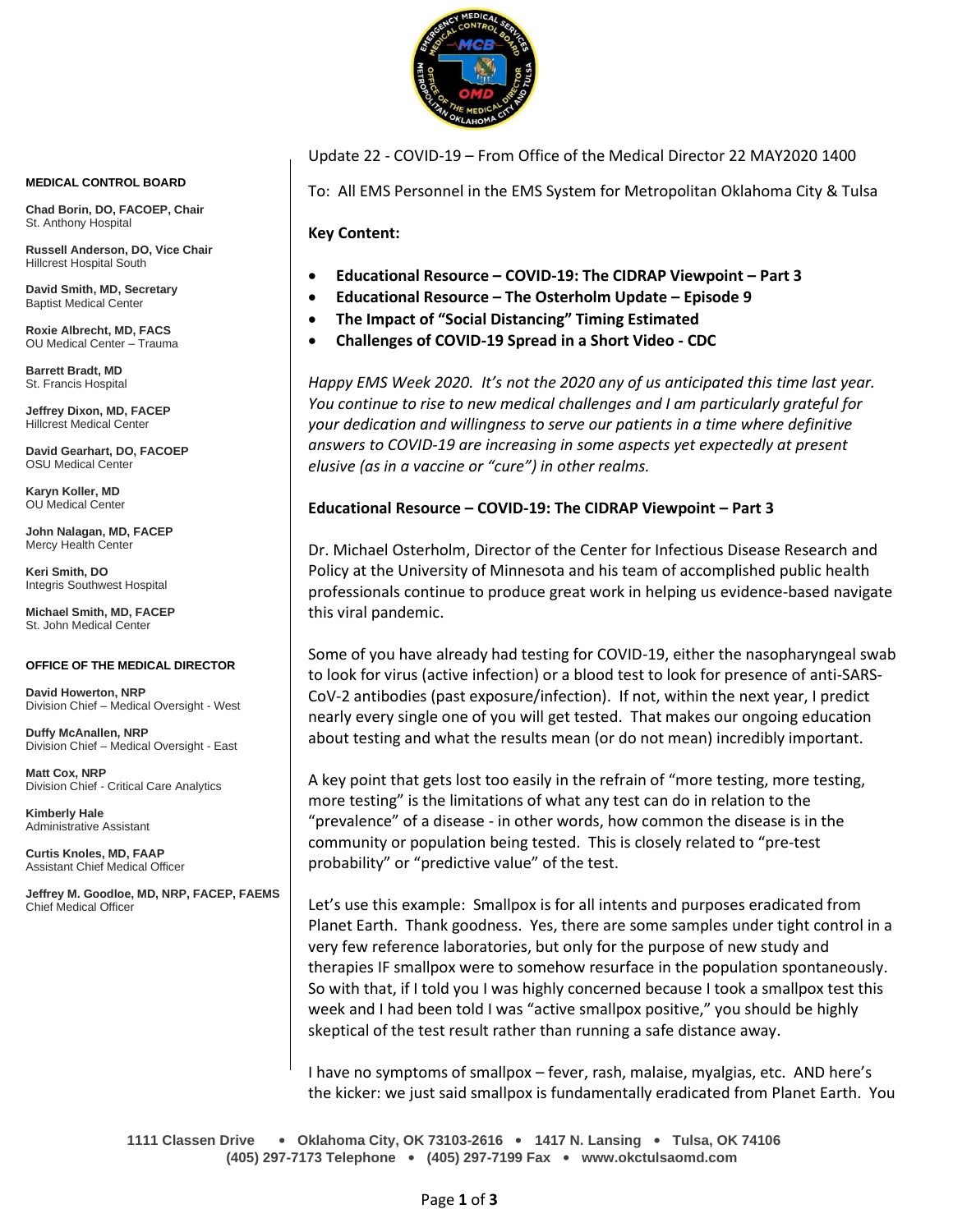**MEDICAL CONTROL BOARD**

**Chad Borin, DO, FACOEP, Chair**
St. Anthony Hospital

**Russell Anderson, DO, Vice Chair**
Hillcrest Hospital South

**David Smith, MD, Secretary**
Baptist Medical Center

**Roxie Albrecht, MD, FACS**
OU Medical Center – Trauma

**Barrett Bradt, MD**
St. Francis Hospital

**Jeffrey Dixon, MD, FACEP**
Hillcrest Medical Center

**David Gearhart, DO, FACOEP**
OSU Medical Center

**Karyn Koller, MD**
OU Medical Center

**John Nalagan, MD, FACEP**
Mercy Health Center

**Keri Smith, DO**
Integris Southwest Hospital

**Michael Smith, MD, FACEP**
St. John Medical Center

**OFFICE OF THE MEDICAL DIRECTOR**

**David Howerton, NRP**
Division Chief – Medical Oversight - West

**Duffy McAnallen, NRP**
Division Chief – Medical Oversight - East

**Matt Cox, NRP**
Division Chief - Critical Care Analytics

**Kimberly Hale**
Administrative Assistant

**Curtis Knoles, MD, FAAP**
Assistant Chief Medical Officer

**Jeffrey M. Goodloe, MD, NRP, FACEP, FAEMS**
Chief Medical Officer

Update 22 - COVID-19 – From Office of the Medical Director 22 MAY2020 1400

To: All EMS Personnel in the EMS System for Metropolitan Oklahoma City & Tulsa

**Key Content:**

- **Educational Resource – COVID-19: The CIDRAP Viewpoint – Part 3**
- **Educational Resource – The Osterholm Update – Episode 9**
- **The Impact of "Social Distancing" Timing Estimated**
- **Challenges of COVID-19 Spread in a Short Video - CDC**

*Happy EMS Week 2020. It's not the 2020 any of us anticipated this time last year. You continue to rise to new medical challenges and I am particularly grateful for your dedication and willingness to serve our patients in a time where definitive answers to COVID-19 are increasing in some aspects yet expectedly at present elusive (as in a vaccine or "cure") in other realms.*

**Educational Resource – COVID-19: The CIDRAP Viewpoint – Part 3**

Dr. Michael Osterholm, Director of the Center for Infectious Disease Research and Policy at the University of Minnesota and his team of accomplished public health professionals continue to produce great work in helping us evidence-based navigate this viral pandemic.

Some of you have already had testing for COVID-19, either the nasopharyngeal swab to look for virus (active infection) or a blood test to look for presence of anti-SARS-CoV-2 antibodies (past exposure/infection). If not, within the next year, I predict nearly every single one of you will get tested. That makes our ongoing education about testing and what the results mean (or do not mean) incredibly important.

A key point that gets lost too easily in the refrain of "more testing, more testing, more testing" is the limitations of what any test can do in relation to the "prevalence" of a disease - in other words, how common the disease is in the community or population being tested. This is closely related to "pre-test probability" or "predictive value" of the test.

Let's use this example: Smallpox is for all intents and purposes eradicated from Planet Earth. Thank goodness. Yes, there are some samples under tight control in a very few reference laboratories, but only for the purpose of new study and therapies IF smallpox were to somehow resurface in the population spontaneously. So with that, if I told you I was highly concerned because I took a smallpox test this week and I had been told I was "active smallpox positive," you should be highly skeptical of the test result rather than running a safe distance away.

I have no symptoms of smallpox – fever, rash, malaise, myalgias, etc. AND here's the kicker: we just said smallpox is fundamentally eradicated from Planet Earth. You

1111 Classen Drive • Oklahoma City, OK 73103-2616 • 1417 N. Lansing • Tulsa, OK 74106
(405) 297-7173 Telephone • (405) 297-7199 Fax • www.okctulsaomd.com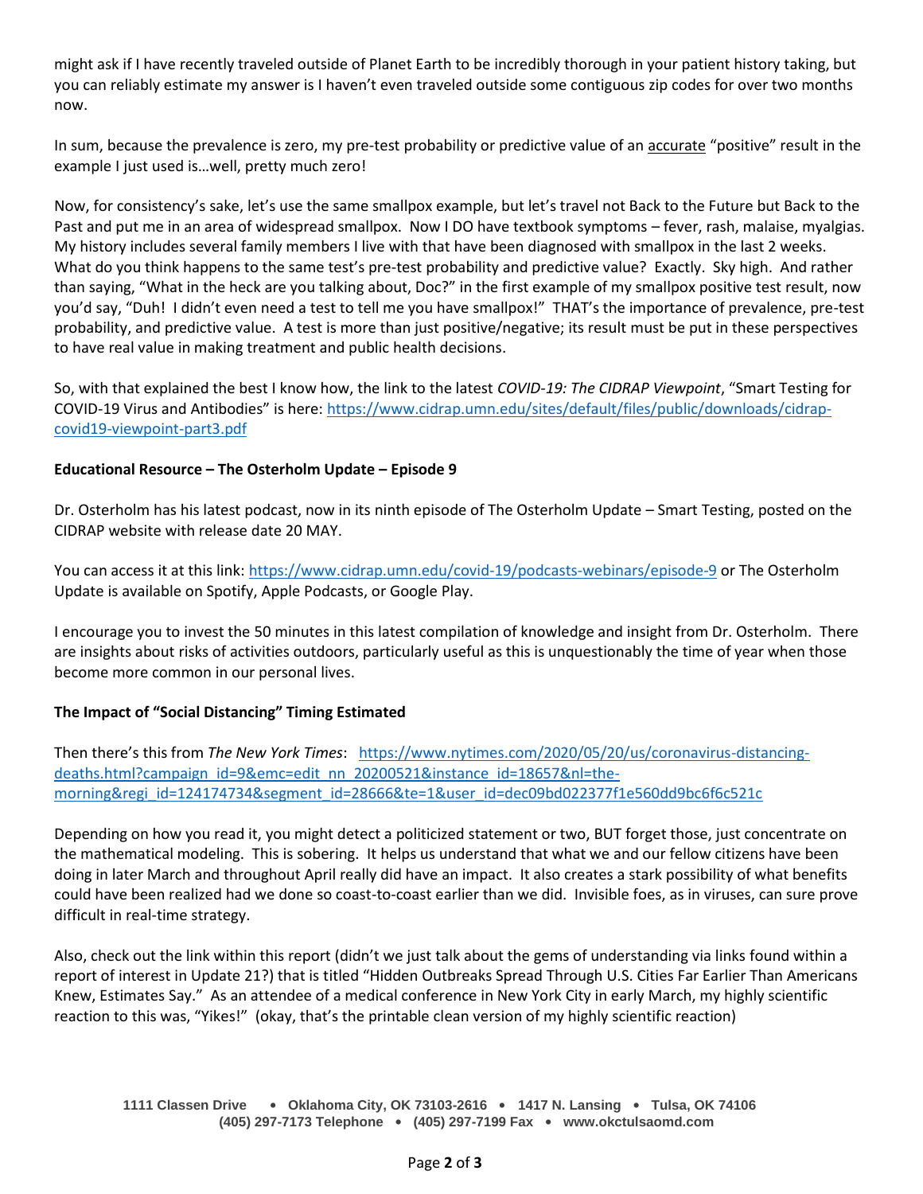might ask if I have recently traveled outside of Planet Earth to be incredibly thorough in your patient history taking, but you can reliably estimate my answer is I haven't even traveled outside some contiguous zip codes for over two months now.

In sum, because the prevalence is zero, my pre-test probability or predictive value of an accurate "positive" result in the example I just used is…well, pretty much zero!

Now, for consistency's sake, let's use the same smallpox example, but let's travel not Back to the Future but Back to the Past and put me in an area of widespread smallpox. Now I DO have textbook symptoms – fever, rash, malaise, myalgias. My history includes several family members I live with that have been diagnosed with smallpox in the last 2 weeks. What do you think happens to the same test's pre-test probability and predictive value? Exactly. Sky high. And rather than saying, "What in the heck are you talking about, Doc?" in the first example of my smallpox positive test result, now you'd say, "Duh! I didn't even need a test to tell me you have smallpox!" THAT's the importance of prevalence, pre-test probability, and predictive value. A test is more than just positive/negative; its result must be put in these perspectives to have real value in making treatment and public health decisions.

So, with that explained the best I know how, the link to the latest *COVID-19: The CIDRAP Viewpoint*, "Smart Testing for COVID-19 Virus and Antibodies" is here: https://www.cidrap.umn.edu/sites/default/files/public/downloads/cidrap-covid19-viewpoint-part3.pdf

**Educational Resource – The Osterholm Update – Episode 9**

Dr. Osterholm has his latest podcast, now in its ninth episode of The Osterholm Update – Smart Testing, posted on the CIDRAP website with release date 20 MAY.

You can access it at this link: https://www.cidrap.umn.edu/covid-19/podcasts-webinars/episode-9 or The Osterholm Update is available on Spotify, Apple Podcasts, or Google Play.

I encourage you to invest the 50 minutes in this latest compilation of knowledge and insight from Dr. Osterholm. There are insights about risks of activities outdoors, particularly useful as this is unquestionably the time of year when those become more common in our personal lives.

**The Impact of "Social Distancing" Timing Estimated**

Then there's this from *The New York Times*: https://www.nytimes.com/2020/05/20/us/coronavirus-distancing-deaths.html?campaign_id=9&emc=edit_nn_20200521&instance_id=18657&nl=the-morning&regi_id=124174734&segment_id=28666&te=1&user_id=dec09bd022377f1e560dd9bc6f6c521c

Depending on how you read it, you might detect a politicized statement or two, BUT forget those, just concentrate on the mathematical modeling. This is sobering. It helps us understand that what we and our fellow citizens have been doing in later March and throughout April really did have an impact. It also creates a stark possibility of what benefits could have been realized had we done so coast-to-coast earlier than we did. Invisible foes, as in viruses, can sure prove difficult in real-time strategy.

Also, check out the link within this report (didn't we just talk about the gems of understanding via links found within a report of interest in Update 21?) that is titled "Hidden Outbreaks Spread Through U.S. Cities Far Earlier Than Americans Knew, Estimates Say." As an attendee of a medical conference in New York City in early March, my highly scientific reaction to this was, "Yikes!" (okay, that's the printable clean version of my highly scientific reaction)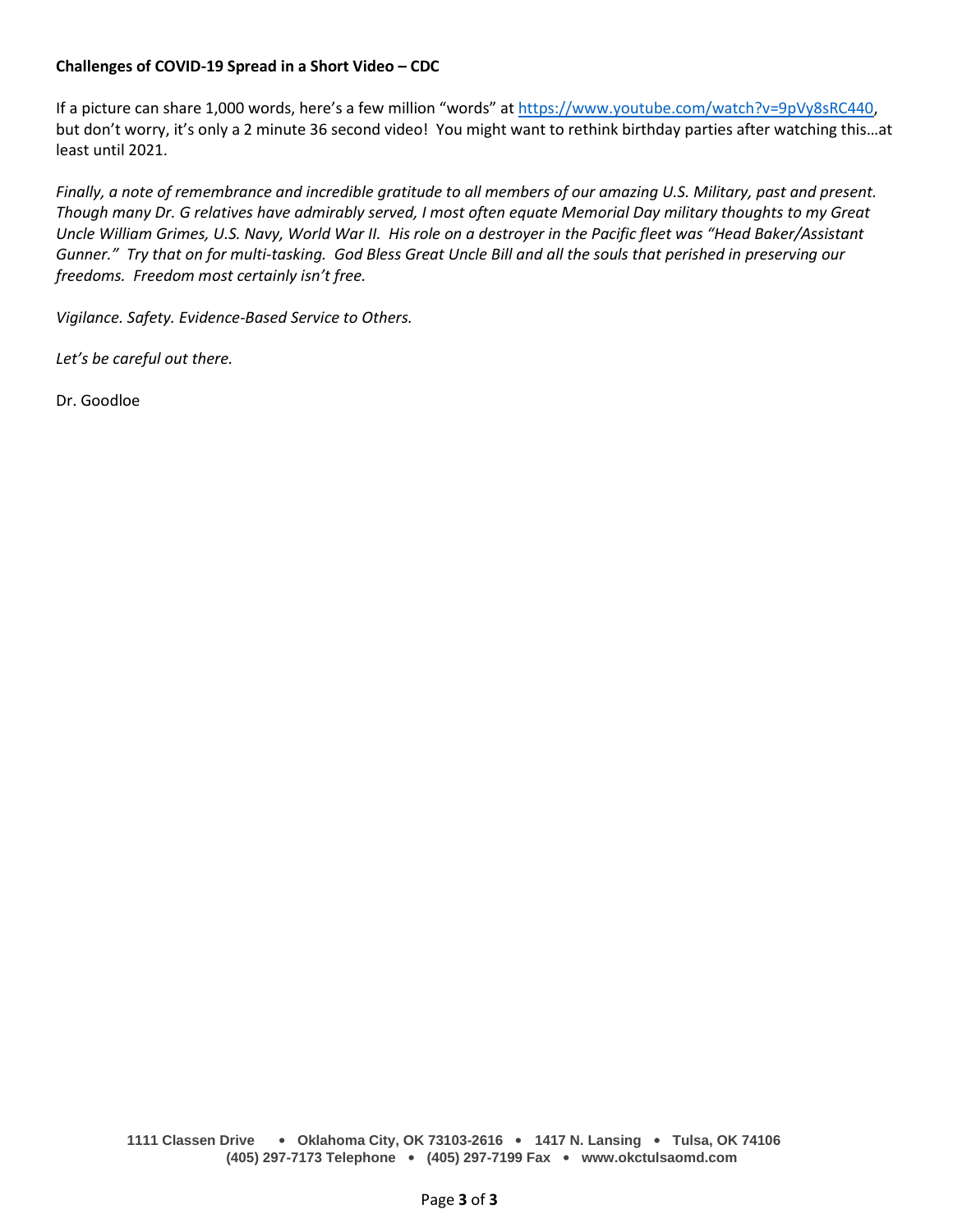**Challenges of COVID-19 Spread in a Short Video – CDC**

If a picture can share 1,000 words, here's a few million "words" at [https://www.youtube.com/watch?v=9pVy8sRC440](https://www.youtube.com/watch?v=9pVy8sRC440), but don't worry, it's only a 2 minute 36 second video! You might want to rethink birthday parties after watching this…at least until 2021.

*Finally, a note of remembrance and incredible gratitude to all members of our amazing U.S. Military, past and present. Though many Dr. G relatives have admirably served, I most often equate Memorial Day military thoughts to my Great Uncle William Grimes, U.S. Navy, World War II. His role on a destroyer in the Pacific fleet was "Head Baker/Assistant Gunner." Try that on for multi-tasking. God Bless Great Uncle Bill and all the souls that perished in preserving our freedoms. Freedom most certainly isn't free.*

*Vigilance. Safety. Evidence-Based Service to Others.*

*Let's be careful out there.*

Dr. Goodloe

**1111 Classen Drive • Oklahoma City, OK 73103-2616 • 1417 N. Lansing • Tulsa, OK 74106**
**(405) 297-7173 Telephone • (405) 297-7199 Fax • www.okctulsaomd.com**